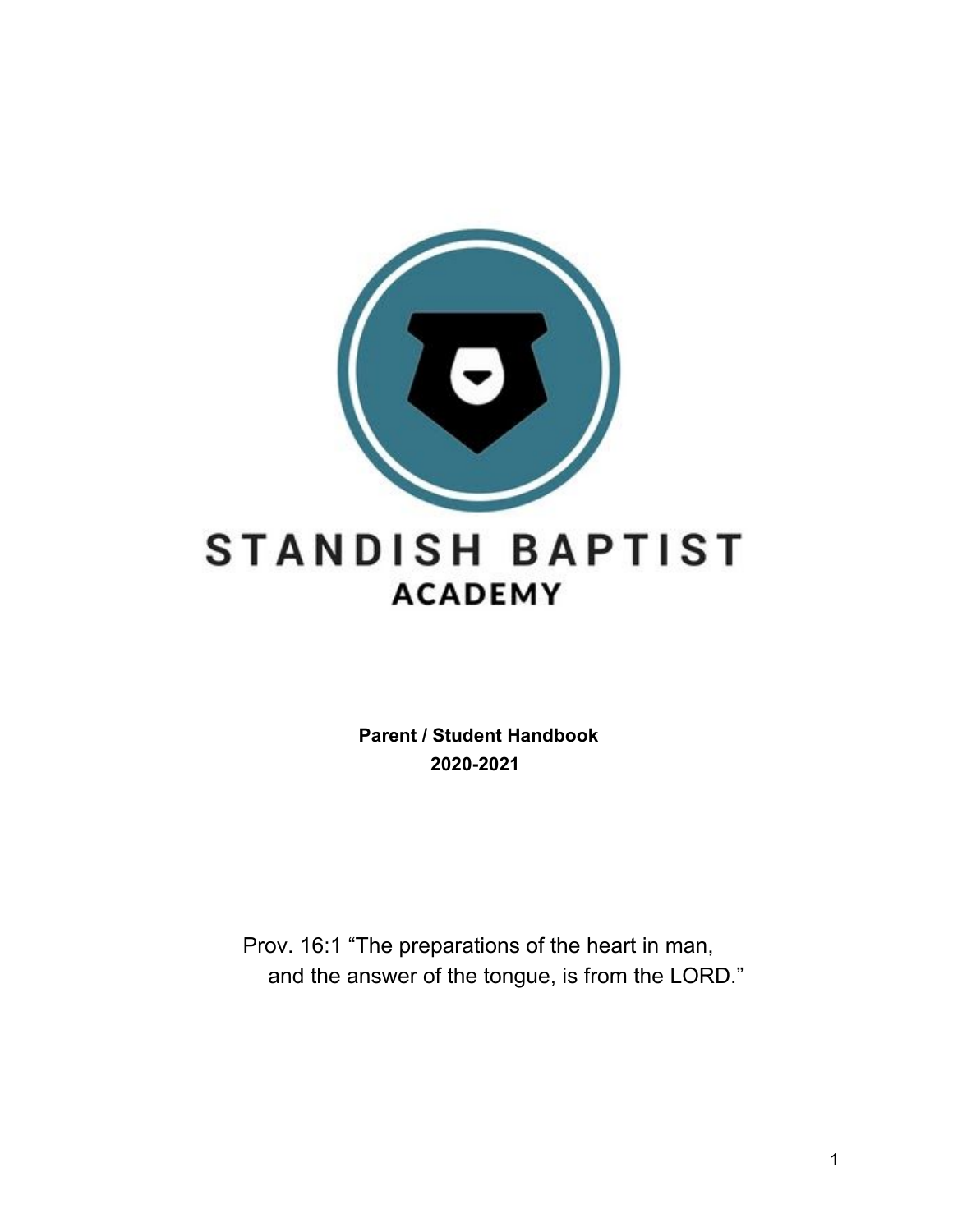# STANDISH BAPTIST ACADEMY

**Parent / Student Handbook**
**2020-2021**

Prov. 16:1 "The preparations of the heart in man,
and the answer of the tongue, is from the LORD."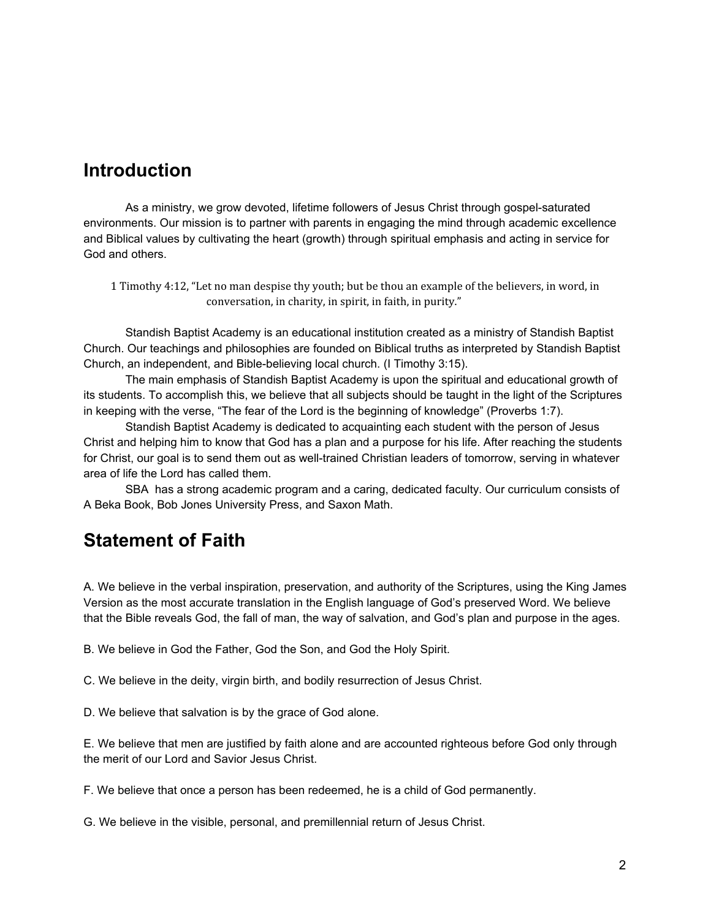## Introduction

As a ministry, we grow devoted, lifetime followers of Jesus Christ through gospel-saturated environments. Our mission is to partner with parents in engaging the mind through academic excellence and Biblical values by cultivating the heart (growth) through spiritual emphasis and acting in service for God and others.

> 1 Timothy 4:12, “Let no man despise thy youth; but be thou an example of the believers, in word, in conversation, in charity, in spirit, in faith, in purity.”

Standish Baptist Academy is an educational institution created as a ministry of Standish Baptist Church. Our teachings and philosophies are founded on Biblical truths as interpreted by Standish Baptist Church, an independent, and Bible-believing local church. (I Timothy 3:15).

The main emphasis of Standish Baptist Academy is upon the spiritual and educational growth of its students. To accomplish this, we believe that all subjects should be taught in the light of the Scriptures in keeping with the verse, “The fear of the Lord is the beginning of knowledge” (Proverbs 1:7).

Standish Baptist Academy is dedicated to acquainting each student with the person of Jesus Christ and helping him to know that God has a plan and a purpose for his life. After reaching the students for Christ, our goal is to send them out as well-trained Christian leaders of tomorrow, serving in whatever area of life the Lord has called them.

SBA has a strong academic program and a caring, dedicated faculty. Our curriculum consists of A Beka Book, Bob Jones University Press, and Saxon Math.

## Statement of Faith

A. We believe in the verbal inspiration, preservation, and authority of the Scriptures, using the King James Version as the most accurate translation in the English language of God’s preserved Word. We believe that the Bible reveals God, the fall of man, the way of salvation, and God’s plan and purpose in the ages.

B. We believe in God the Father, God the Son, and God the Holy Spirit.

C. We believe in the deity, virgin birth, and bodily resurrection of Jesus Christ.

D. We believe that salvation is by the grace of God alone.

E. We believe that men are justified by faith alone and are accounted righteous before God only through the merit of our Lord and Savior Jesus Christ.

F. We believe that once a person has been redeemed, he is a child of God permanently.

G. We believe in the visible, personal, and premillennial return of Jesus Christ.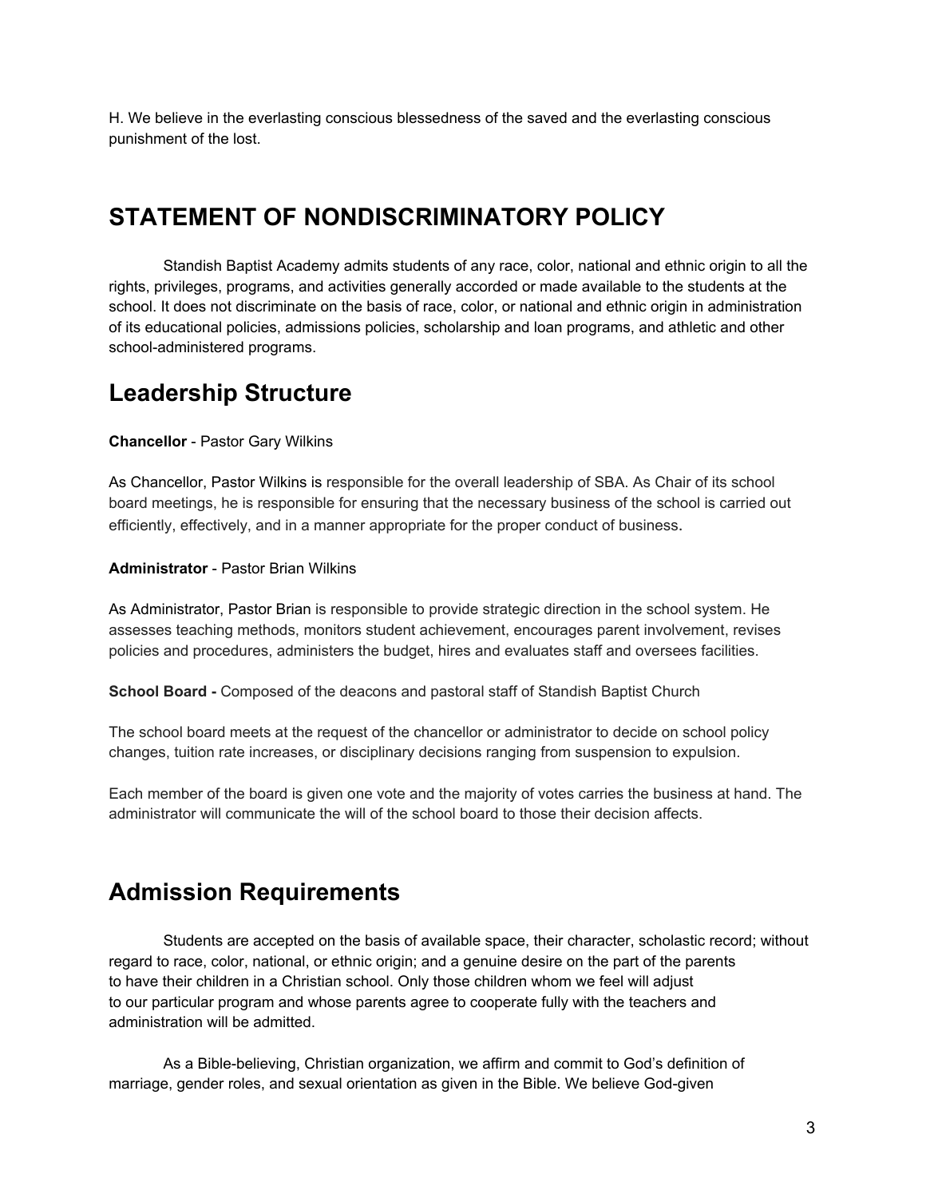H. We believe in the everlasting conscious blessedness of the saved and the everlasting conscious punishment of the lost.

## STATEMENT OF NONDISCRIMINATORY POLICY

Standish Baptist Academy admits students of any race, color, national and ethnic origin to all the rights, privileges, programs, and activities generally accorded or made available to the students at the school. It does not discriminate on the basis of race, color, or national and ethnic origin in administration of its educational policies, admissions policies, scholarship and loan programs, and athletic and other school-administered programs.

## Leadership Structure

**Chancellor** - Pastor Gary Wilkins

As Chancellor, Pastor Wilkins is responsible for the overall leadership of SBA. As Chair of its school board meetings, he is responsible for ensuring that the necessary business of the school is carried out efficiently, effectively, and in a manner appropriate for the proper conduct of business.

**Administrator** - Pastor Brian Wilkins

As Administrator, Pastor Brian is responsible to provide strategic direction in the school system. He assesses teaching methods, monitors student achievement, encourages parent involvement, revises policies and procedures, administers the budget, hires and evaluates staff and oversees facilities.

**School Board -** Composed of the deacons and pastoral staff of Standish Baptist Church

The school board meets at the request of the chancellor or administrator to decide on school policy changes, tuition rate increases, or disciplinary decisions ranging from suspension to expulsion.

Each member of the board is given one vote and the majority of votes carries the business at hand. The administrator will communicate the will of the school board to those their decision affects.

## Admission Requirements

Students are accepted on the basis of available space, their character, scholastic record; without regard to race, color, national, or ethnic origin; and a genuine desire on the part of the parents to have their children in a Christian school. Only those children whom we feel will adjust to our particular program and whose parents agree to cooperate fully with the teachers and administration will be admitted.

As a Bible-believing, Christian organization, we affirm and commit to God's definition of marriage, gender roles, and sexual orientation as given in the Bible. We believe God-given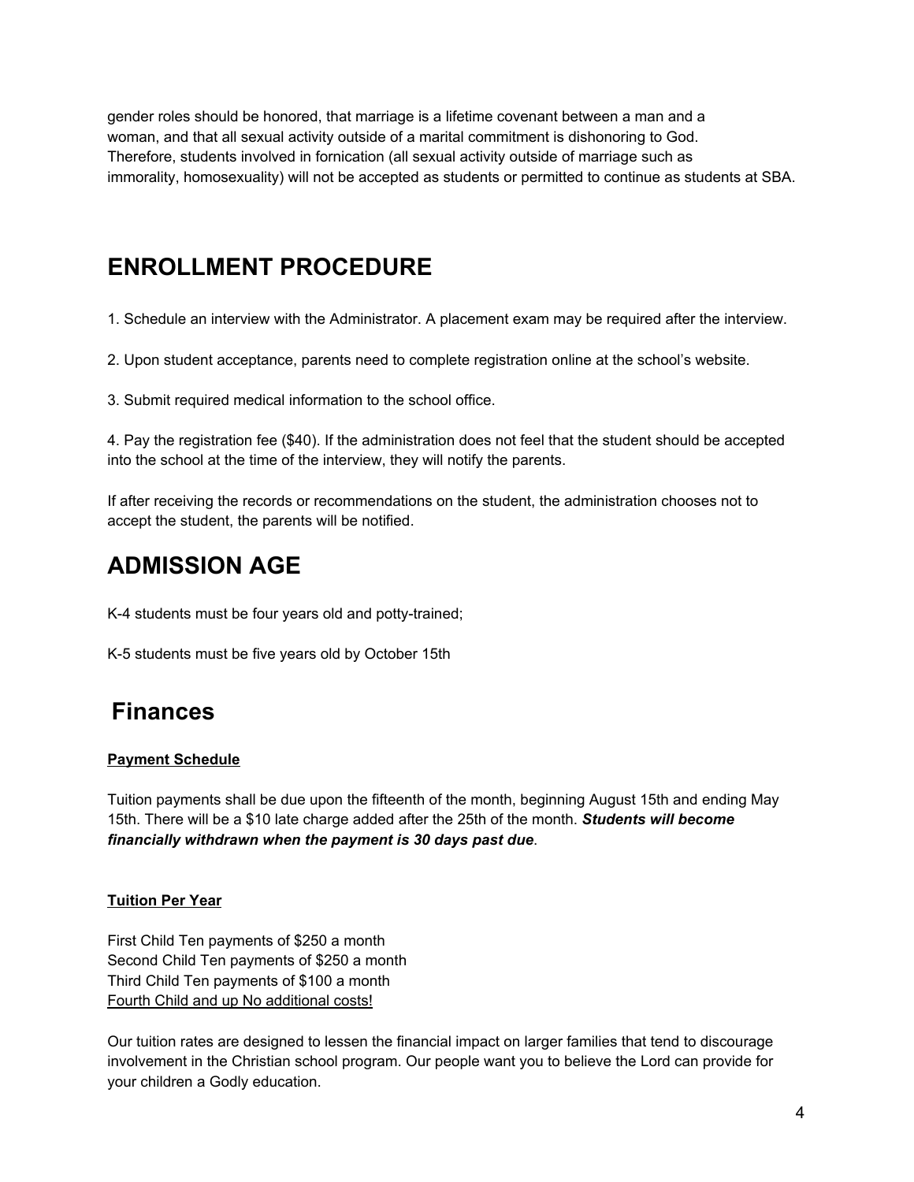gender roles should be honored, that marriage is a lifetime covenant between a man and a woman, and that all sexual activity outside of a marital commitment is dishonoring to God. Therefore, students involved in fornication (all sexual activity outside of marriage such as immorality, homosexuality) will not be accepted as students or permitted to continue as students at SBA.

# ENROLLMENT PROCEDURE

1. Schedule an interview with the Administrator. A placement exam may be required after the interview.

2. Upon student acceptance, parents need to complete registration online at the school's website.

3. Submit required medical information to the school office.

4. Pay the registration fee ($40). If the administration does not feel that the student should be accepted into the school at the time of the interview, they will notify the parents.

If after receiving the records or recommendations on the student, the administration chooses not to accept the student, the parents will be notified.

# ADMISSION AGE

K-4 students must be four years old and potty-trained;

K-5 students must be five years old by October 15th

# Finances

**Payment Schedule**

Tuition payments shall be due upon the fifteenth of the month, beginning August 15th and ending May 15th. There will be a $10 late charge added after the 25th of the month. ***Students will become financially withdrawn when the payment is 30 days past due***.

**Tuition Per Year**

First Child Ten payments of $250 a month
Second Child Ten payments of $250 a month
Third Child Ten payments of $100 a month
Fourth Child and up No additional costs!

Our tuition rates are designed to lessen the financial impact on larger families that tend to discourage involvement in the Christian school program. Our people want you to believe the Lord can provide for your children a Godly education.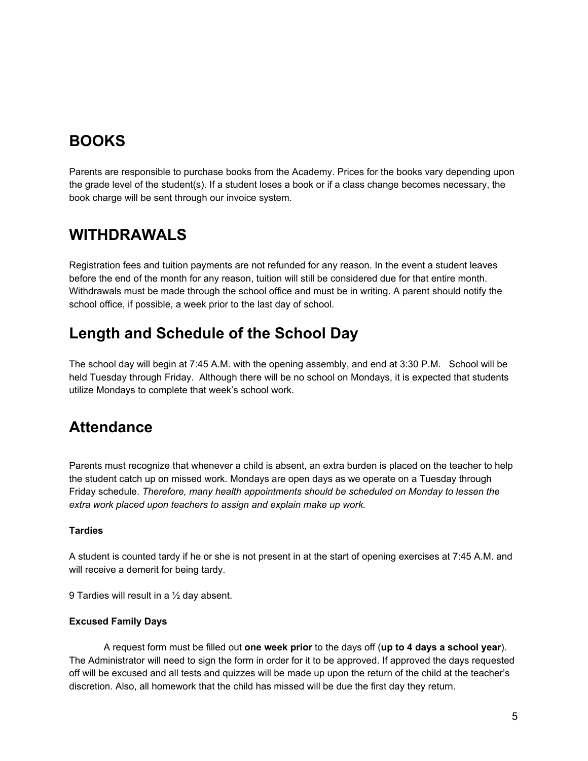## BOOKS

Parents are responsible to purchase books from the Academy. Prices for the books vary depending upon the grade level of the student(s). If a student loses a book or if a class change becomes necessary, the book charge will be sent through our invoice system.

## WITHDRAWALS

Registration fees and tuition payments are not refunded for any reason. In the event a student leaves before the end of the month for any reason, tuition will still be considered due for that entire month. Withdrawals must be made through the school office and must be in writing. A parent should notify the school office, if possible, a week prior to the last day of school.

## Length and Schedule of the School Day

The school day will begin at 7:45 A.M. with the opening assembly, and end at 3:30 P.M. School will be held Tuesday through Friday. Although there will be no school on Mondays, it is expected that students utilize Mondays to complete that week's school work.

## Attendance

Parents must recognize that whenever a child is absent, an extra burden is placed on the teacher to help the student catch up on missed work. Mondays are open days as we operate on a Tuesday through Friday schedule. *Therefore, many health appointments should be scheduled on Monday to lessen the extra work placed upon teachers to assign and explain make up work.*

**Tardies**

A student is counted tardy if he or she is not present in at the start of opening exercises at 7:45 A.M. and will receive a demerit for being tardy.

9 Tardies will result in a ½ day absent.

**Excused Family Days**

A request form must be filled out **one week prior** to the days off (**up to 4 days a school year**). The Administrator will need to sign the form in order for it to be approved. If approved the days requested off will be excused and all tests and quizzes will be made up upon the return of the child at the teacher's discretion. Also, all homework that the child has missed will be due the first day they return.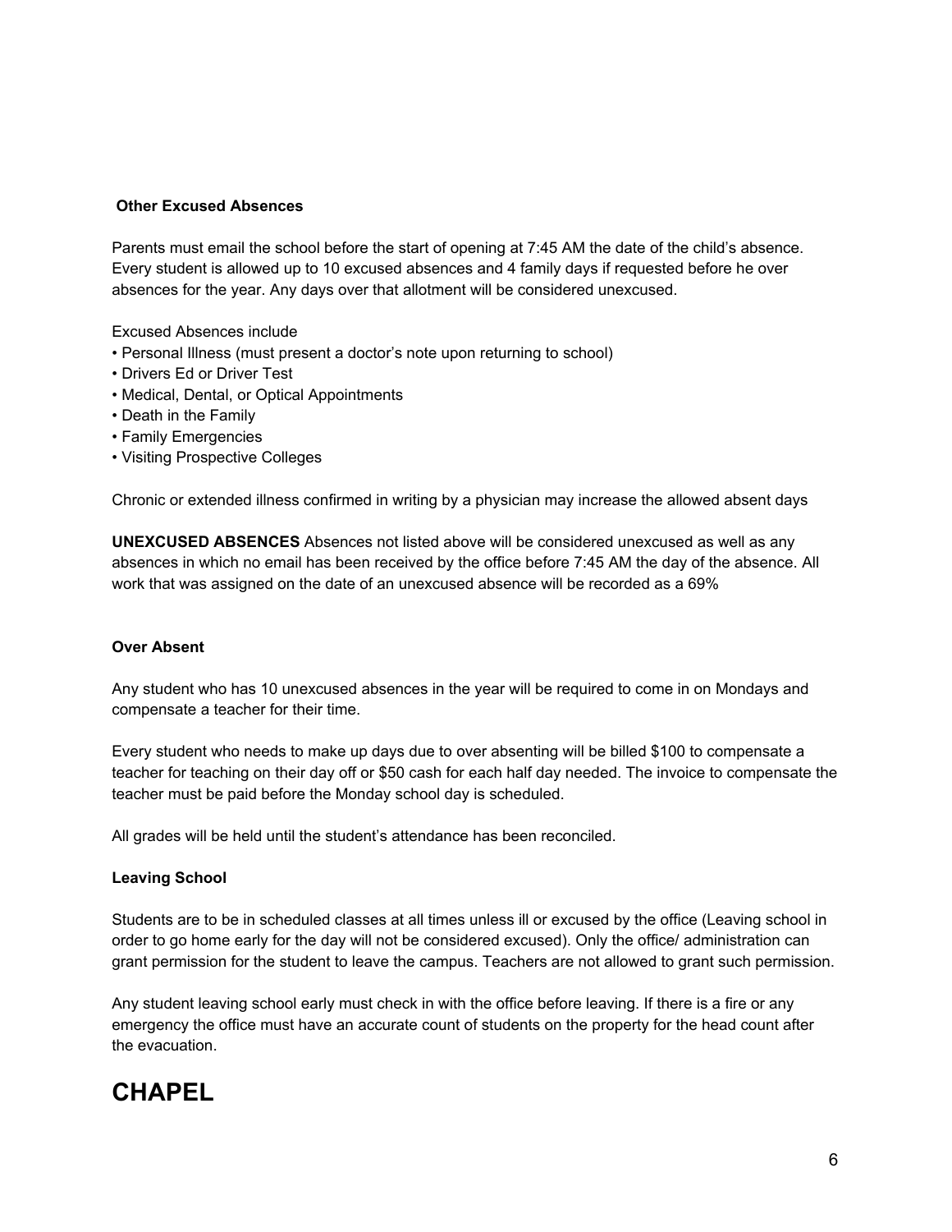**Other Excused Absences**

Parents must email the school before the start of opening at 7:45 AM the date of the child's absence. Every student is allowed up to 10 excused absences and 4 family days if requested before he over absences for the year. Any days over that allotment will be considered unexcused.

Excused Absences include

- Personal Illness (must present a doctor's note upon returning to school)
- Drivers Ed or Driver Test
- Medical, Dental, or Optical Appointments
- Death in the Family
- Family Emergencies
- Visiting Prospective Colleges

Chronic or extended illness confirmed in writing by a physician may increase the allowed absent days

**UNEXCUSED ABSENCES** Absences not listed above will be considered unexcused as well as any absences in which no email has been received by the office before 7:45 AM the day of the absence. All work that was assigned on the date of an unexcused absence will be recorded as a 69%

**Over Absent**

Any student who has 10 unexcused absences in the year will be required to come in on Mondays and compensate a teacher for their time.

Every student who needs to make up days due to over absenting will be billed $100 to compensate a teacher for teaching on their day off or $50 cash for each half day needed. The invoice to compensate the teacher must be paid before the Monday school day is scheduled.

All grades will be held until the student's attendance has been reconciled.

**Leaving School**

Students are to be in scheduled classes at all times unless ill or excused by the office (Leaving school in order to go home early for the day will not be considered excused). Only the office/ administration can grant permission for the student to leave the campus. Teachers are not allowed to grant such permission.

Any student leaving school early must check in with the office before leaving. If there is a fire or any emergency the office must have an accurate count of students on the property for the head count after the evacuation.

# CHAPEL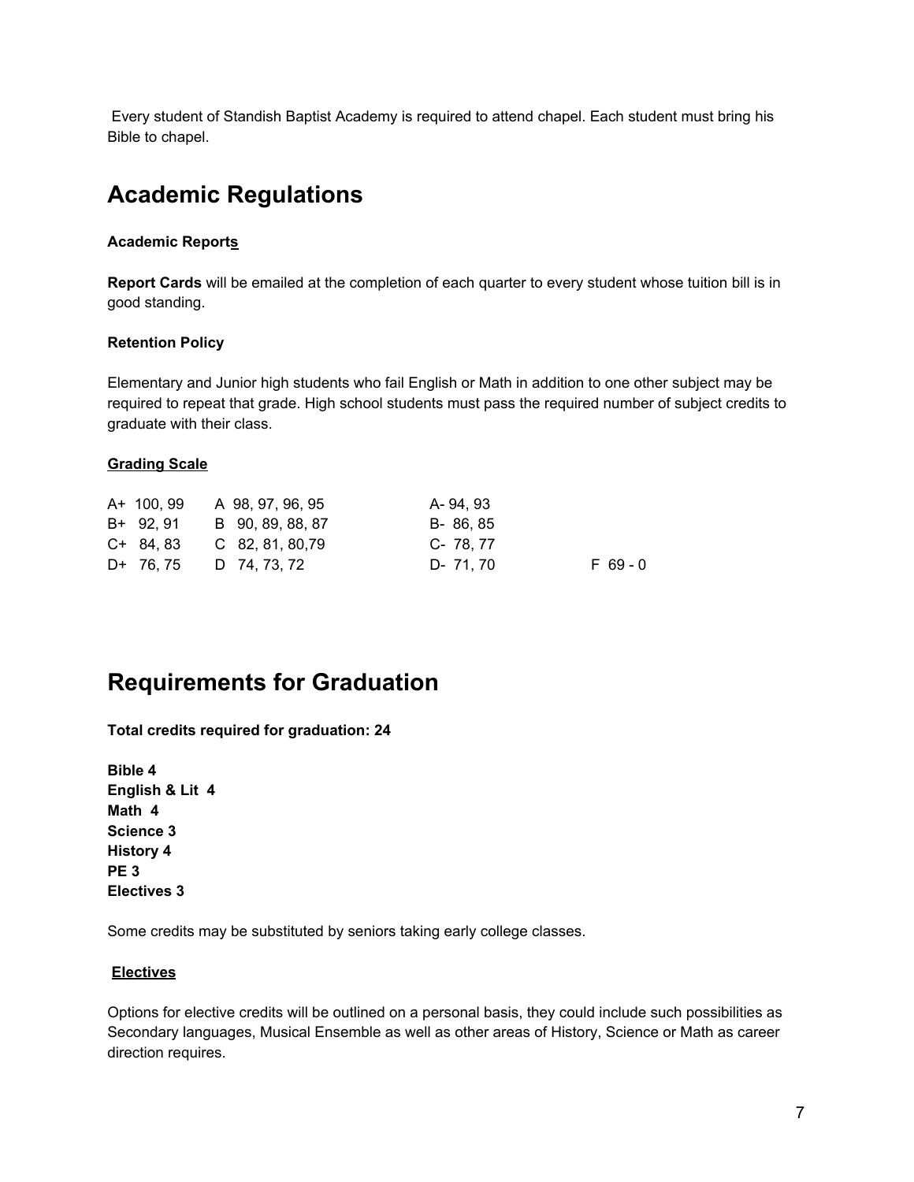Every student of Standish Baptist Academy is required to attend chapel. Each student must bring his Bible to chapel.

# Academic Regulations

**Academic Reports**

**Report Cards** will be emailed at the completion of each quarter to every student whose tuition bill is in good standing.

**Retention Policy**

Elementary and Junior high students who fail English or Math in addition to one other subject may be required to repeat that grade. High school students must pass the required number of subject credits to graduate with their class.

**Grading Scale**

| | | | |
|---|---|---|---|
| A+ 100, 99 | A 98, 97, 96, 95 | A- 94, 93 | |
| B+ 92, 91 | B 90, 89, 88, 87 | B- 86, 85 | |
| C+ 84, 83 | C 82, 81, 80,79 | C- 78, 77 | |
| D+ 76, 75 | D 74, 73, 72 | D- 71, 70 | F 69 - 0 |

# Requirements for Graduation

**Total credits required for graduation: 24**

**Bible 4**
**English & Lit 4**
**Math 4**
**Science 3**
**History 4**
**PE 3**
**Electives 3**

Some credits may be substituted by seniors taking early college classes.

**Electives**

Options for elective credits will be outlined on a personal basis, they could include such possibilities as Secondary languages, Musical Ensemble as well as other areas of History, Science or Math as career direction requires.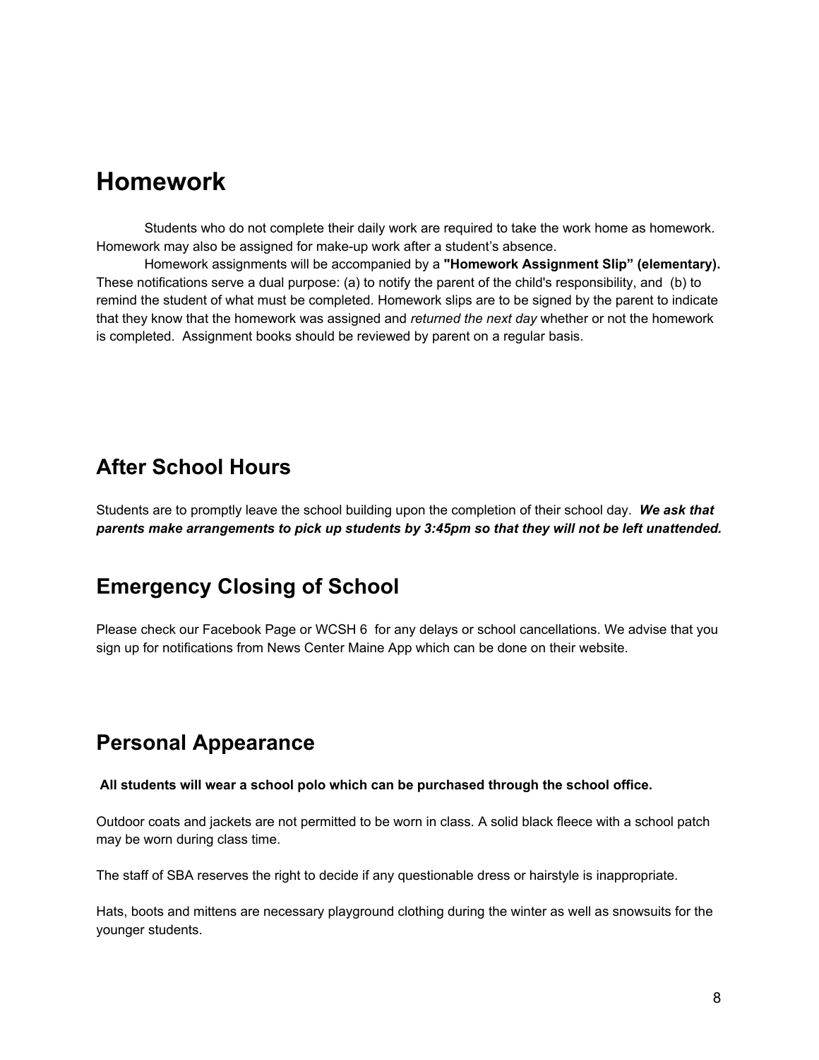## Homework

Students who do not complete their daily work are required to take the work home as homework. Homework may also be assigned for make-up work after a student's absence.

Homework assignments will be accompanied by a **"Homework Assignment Slip" (elementary).** These notifications serve a dual purpose: (a) to notify the parent of the child's responsibility, and (b) to remind the student of what must be completed. Homework slips are to be signed by the parent to indicate that they know that the homework was assigned and *returned the next day* whether or not the homework is completed. Assignment books should be reviewed by parent on a regular basis.

## After School Hours

Students are to promptly leave the school building upon the completion of their school day. ***We ask that parents make arrangements to pick up students by 3:45pm so that they will not be left unattended.***

## Emergency Closing of School

Please check our Facebook Page or WCSH 6 for any delays or school cancellations. We advise that you sign up for notifications from News Center Maine App which can be done on their website.

## Personal Appearance

**All students will wear a school polo which can be purchased through the school office.**

Outdoor coats and jackets are not permitted to be worn in class. A solid black fleece with a school patch may be worn during class time.

The staff of SBA reserves the right to decide if any questionable dress or hairstyle is inappropriate.

Hats, boots and mittens are necessary playground clothing during the winter as well as snowsuits for the younger students.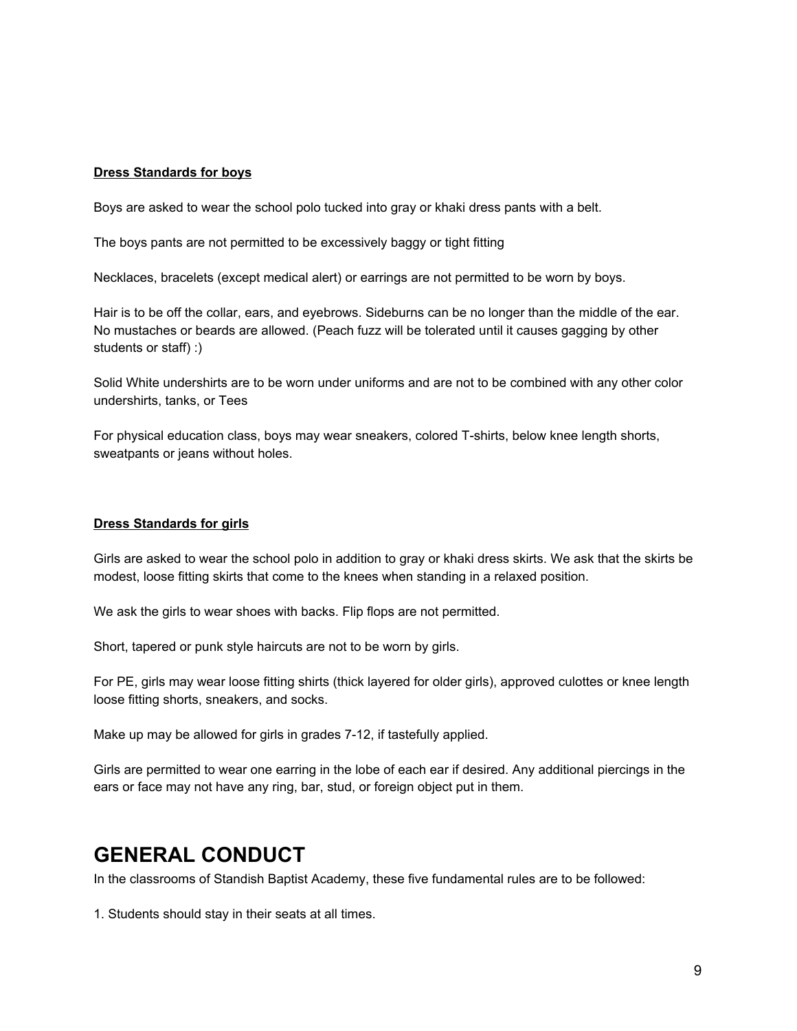**Dress Standards for boys**

Boys are asked to wear the school polo tucked into gray or khaki dress pants with a belt.

The boys pants are not permitted to be excessively baggy or tight fitting

Necklaces, bracelets (except medical alert) or earrings are not permitted to be worn by boys.

Hair is to be off the collar, ears, and eyebrows. Sideburns can be no longer than the middle of the ear. No mustaches or beards are allowed. (Peach fuzz will be tolerated until it causes gagging by other students or staff) :)

Solid White undershirts are to be worn under uniforms and are not to be combined with any other color undershirts, tanks, or Tees

For physical education class, boys may wear sneakers, colored T-shirts, below knee length shorts, sweatpants or jeans without holes.

**Dress Standards for girls**

Girls are asked to wear the school polo in addition to gray or khaki dress skirts. We ask that the skirts be modest, loose fitting skirts that come to the knees when standing in a relaxed position.

We ask the girls to wear shoes with backs. Flip flops are not permitted.

Short, tapered or punk style haircuts are not to be worn by girls.

For PE, girls may wear loose fitting shirts (thick layered for older girls), approved culottes or knee length loose fitting shorts, sneakers, and socks.

Make up may be allowed for girls in grades 7-12, if tastefully applied.

Girls are permitted to wear one earring in the lobe of each ear if desired. Any additional piercings in the ears or face may not have any ring, bar, stud, or foreign object put in them.

# GENERAL CONDUCT

In the classrooms of Standish Baptist Academy, these five fundamental rules are to be followed:

1. Students should stay in their seats at all times.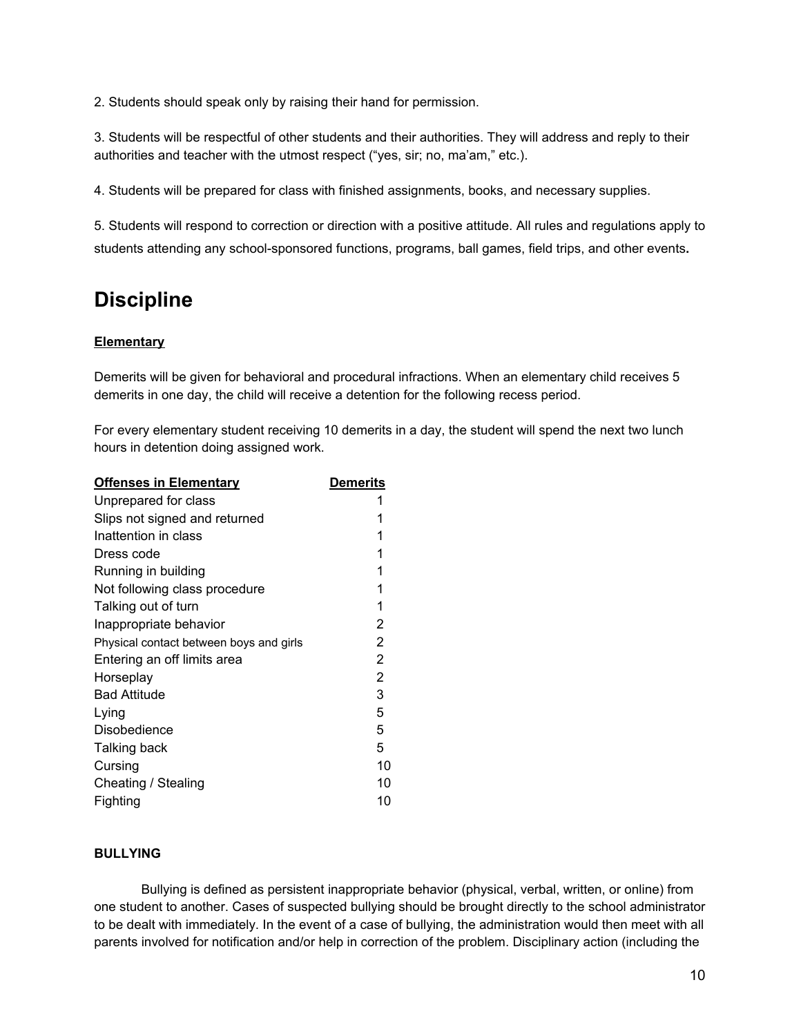2. Students should speak only by raising their hand for permission.

3. Students will be respectful of other students and their authorities. They will address and reply to their authorities and teacher with the utmost respect (“yes, sir; no, ma’am,” etc.).

4. Students will be prepared for class with finished assignments, books, and necessary supplies.

5. Students will respond to correction or direction with a positive attitude. All rules and regulations apply to students attending any school-sponsored functions, programs, ball games, field trips, and other events**.**

# Discipline

**Elementary**

Demerits will be given for behavioral and procedural infractions. When an elementary child receives 5 demerits in one day, the child will receive a detention for the following recess period.

For every elementary student receiving 10 demerits in a day, the student will spend the next two lunch hours in detention doing assigned work.

| Offenses in Elementary | Demerits |
|---|---|
| Unprepared for class | 1 |
| Slips not signed and returned | 1 |
| Inattention in class | 1 |
| Dress code | 1 |
| Running in building | 1 |
| Not following class procedure | 1 |
| Talking out of turn | 1 |
| Inappropriate behavior | 2 |
| Physical contact between boys and girls | 2 |
| Entering an off limits area | 2 |
| Horseplay | 2 |
| Bad Attitude | 3 |
| Lying | 5 |
| Disobedience | 5 |
| Talking back | 5 |
| Cursing | 10 |
| Cheating / Stealing | 10 |
| Fighting | 10 |

**BULLYING**

Bullying is defined as persistent inappropriate behavior (physical, verbal, written, or online) from one student to another. Cases of suspected bullying should be brought directly to the school administrator to be dealt with immediately. In the event of a case of bullying, the administration would then meet with all parents involved for notification and/or help in correction of the problem. Disciplinary action (including the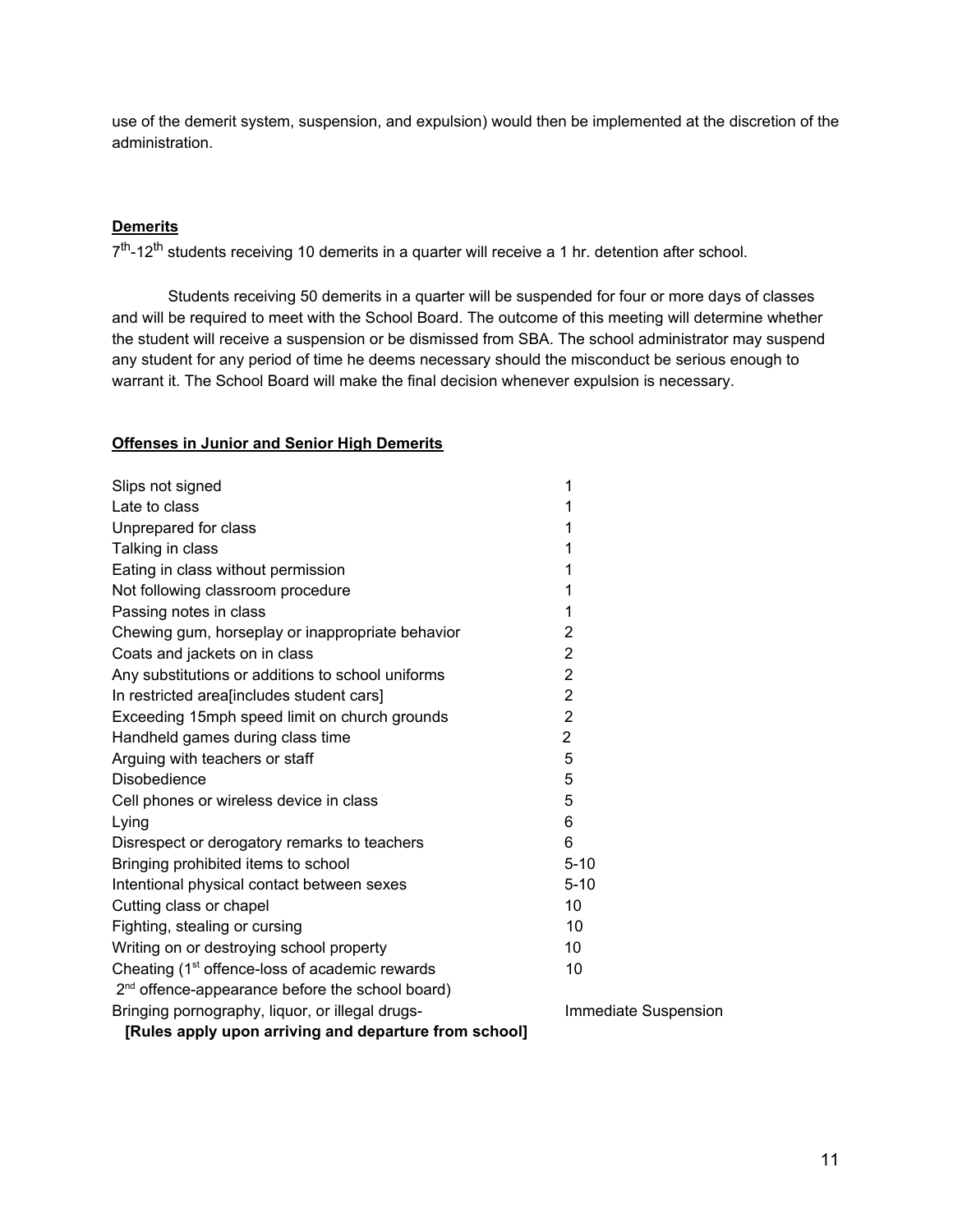use of the demerit system, suspension, and expulsion) would then be implemented at the discretion of the administration.

**Demerits**

7th-12th students receiving 10 demerits in a quarter will receive a 1 hr. detention after school.

Students receiving 50 demerits in a quarter will be suspended for four or more days of classes and will be required to meet with the School Board. The outcome of this meeting will determine whether the student will receive a suspension or be dismissed from SBA. The school administrator may suspend any student for any period of time he deems necessary should the misconduct be serious enough to warrant it. The School Board will make the final decision whenever expulsion is necessary.

**Offenses in Junior and Senior High Demerits**

| Offense | Demerits |
|---|---|
| Slips not signed | 1 |
| Late to class | 1 |
| Unprepared for class | 1 |
| Talking in class | 1 |
| Eating in class without permission | 1 |
| Not following classroom procedure | 1 |
| Passing notes in class | 1 |
| Chewing gum, horseplay or inappropriate behavior | 2 |
| Coats and jackets on in class | 2 |
| Any substitutions or additions to school uniforms | 2 |
| In restricted area[includes student cars] | 2 |
| Exceeding 15mph speed limit on church grounds | 2 |
| Handheld games during class time | 2 |
| Arguing with teachers or staff | 5 |
| Disobedience | 5 |
| Cell phones or wireless device in class | 5 |
| Lying | 6 |
| Disrespect or derogatory remarks to teachers | 6 |
| Bringing prohibited items to school | 5-10 |
| Intentional physical contact between sexes | 5-10 |
| Cutting class or chapel | 10 |
| Fighting, stealing or cursing | 10 |
| Writing on or destroying school property | 10 |
| Cheating (1st offence-loss of academic rewards 2nd offence-appearance before the school board) | 10 |
| Bringing pornography, liquor, or illegal drugs- | Immediate Suspension |

**[Rules apply upon arriving and departure from school]**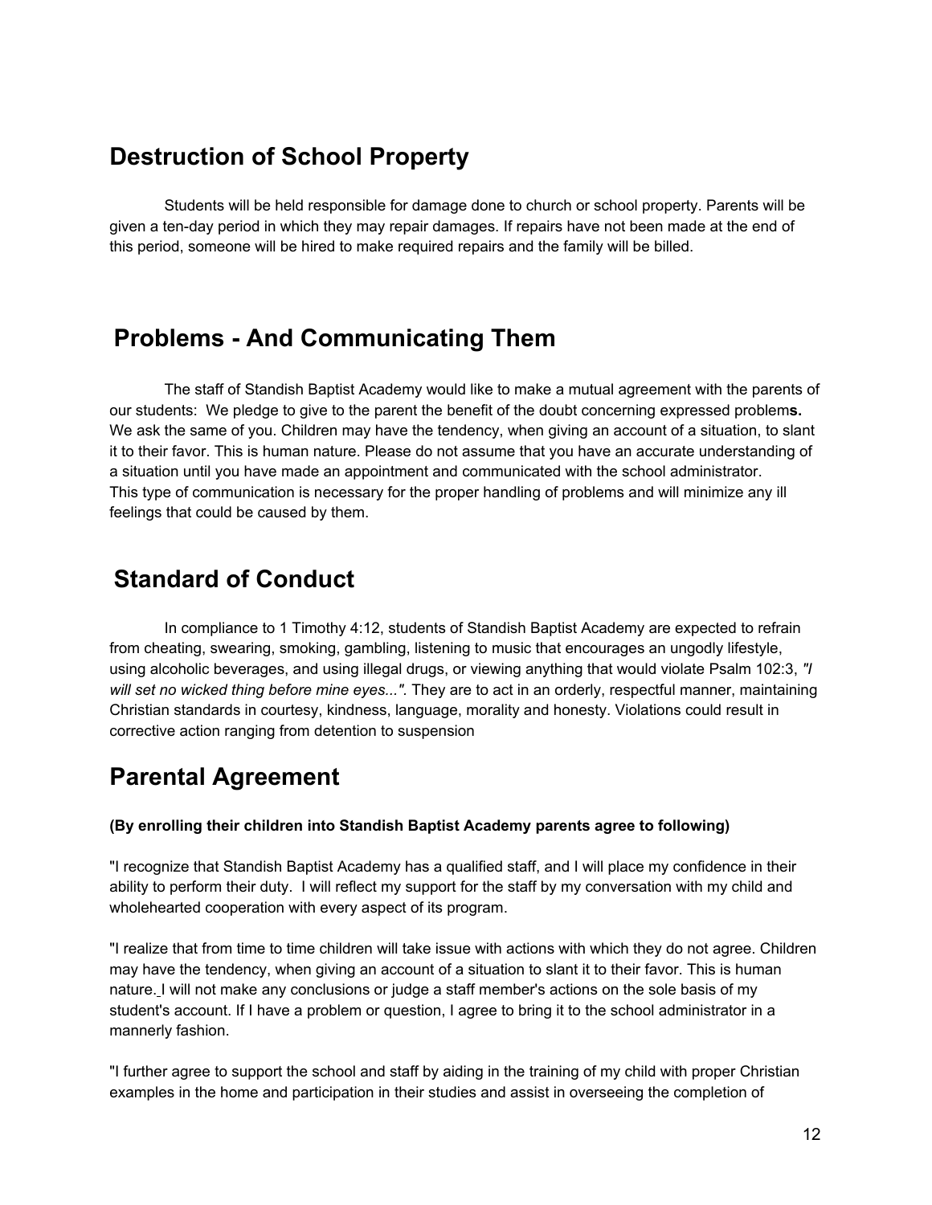## Destruction of School Property

Students will be held responsible for damage done to church or school property. Parents will be given a ten-day period in which they may repair damages. If repairs have not been made at the end of this period, someone will be hired to make required repairs and the family will be billed.

## Problems - And Communicating Them

The staff of Standish Baptist Academy would like to make a mutual agreement with the parents of our students: We pledge to give to the parent the benefit of the doubt concerning expressed problem**s.** We ask the same of you. Children may have the tendency, when giving an account of a situation, to slant it to their favor. This is human nature. Please do not assume that you have an accurate understanding of a situation until you have made an appointment and communicated with the school administrator. This type of communication is necessary for the proper handling of problems and will minimize any ill feelings that could be caused by them.

## Standard of Conduct

In compliance to 1 Timothy 4:12, students of Standish Baptist Academy are expected to refrain from cheating, swearing, smoking, gambling, listening to music that encourages an ungodly lifestyle, using alcoholic beverages, and using illegal drugs, or viewing anything that would violate Psalm 102:3, *"I will set no wicked thing before mine eyes...".* They are to act in an orderly, respectful manner, maintaining Christian standards in courtesy, kindness, language, morality and honesty. Violations could result in corrective action ranging from detention to suspension

## Parental Agreement

**(By enrolling their children into Standish Baptist Academy parents agree to following)**

"I recognize that Standish Baptist Academy has a qualified staff, and I will place my confidence in their ability to perform their duty. I will reflect my support for the staff by my conversation with my child and wholehearted cooperation with every aspect of its program.

"I realize that from time to time children will take issue with actions with which they do not agree. Children may have the tendency, when giving an account of a situation to slant it to their favor. This is human nature. I will not make any conclusions or judge a staff member's actions on the sole basis of my student's account. If I have a problem or question, I agree to bring it to the school administrator in a mannerly fashion.

"I further agree to support the school and staff by aiding in the training of my child with proper Christian examples in the home and participation in their studies and assist in overseeing the completion of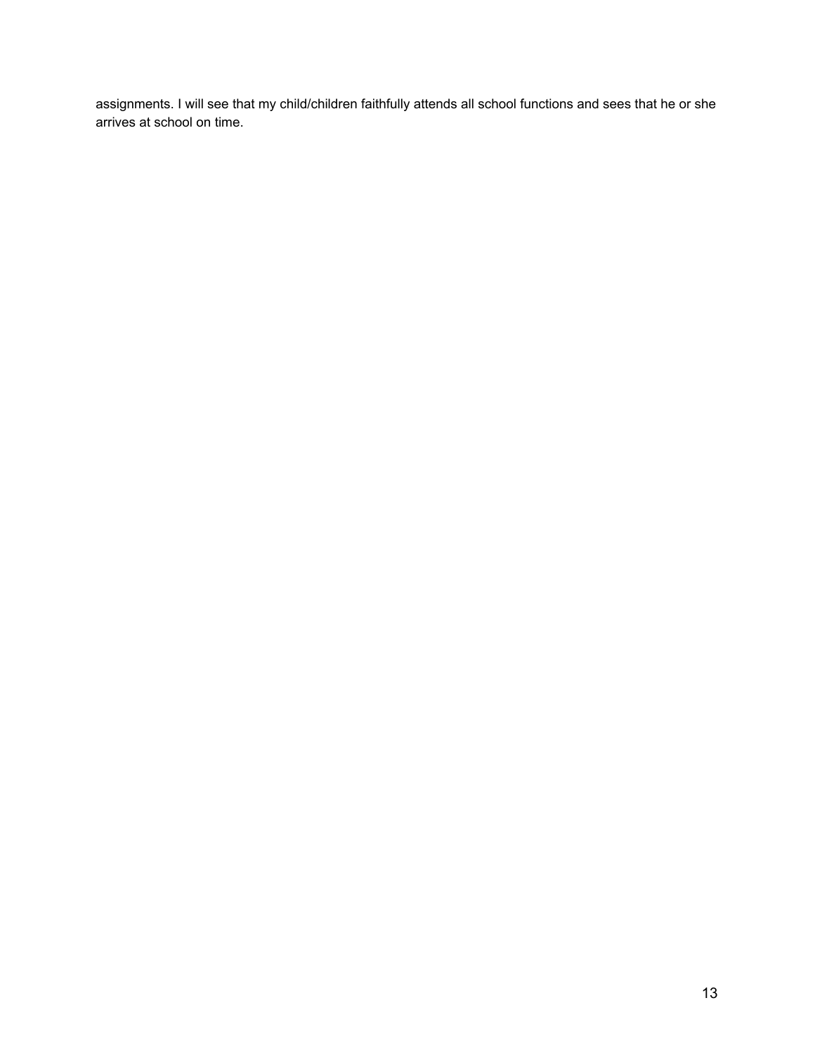assignments. I will see that my child/children faithfully attends all school functions and sees that he or she arrives at school on time.